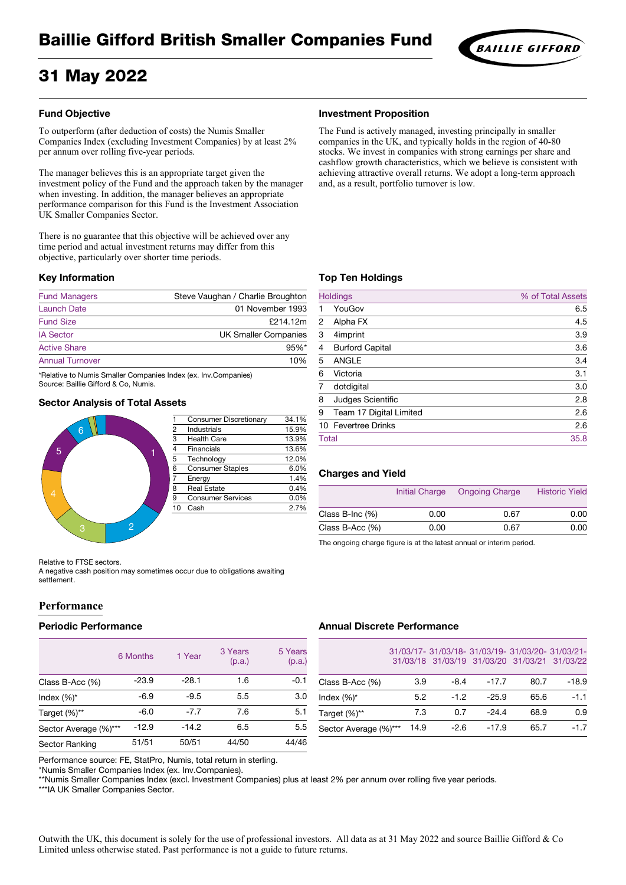# Baillie Gifford British Smaller Companies Fund

# 31 May 2022

## Fund Objective

To outperform (after deduction of costs) the Numis Smaller Companies Index (excluding Investment Companies) by at least 2% per annum over rolling five-year periods.

The manager believes this is an appropriate target given the investment policy of the Fund and the approach taken by the manager when investing. In addition, the manager believes an appropriate performance comparison for this Fund is the Investment Association UK Smaller Companies Sector.

There is no guarantee that this objective will be achieved over any time period and actual investment returns may differ from this objective, particularly over shorter time periods.

## Investment Proposition

The Fund is actively managed, investing principally in smaller companies in the UK, and typically holds in the region of 40-80 stocks. We invest in companies with strong earnings per share and cashflow growth characteristics, which we believe is consistent with achieving attractive overall returns. We adopt a long-term approach and, as a result, portfolio turnover is low.

## Key Information

| | |
|---|---|
| Fund Managers | Steve Vaughan / Charlie Broughton |
| Launch Date | 01 November 1993 |
| Fund Size | £214.12m |
| IA Sector | UK Smaller Companies |
| Active Share | 95%* |
| Annual Turnover | 10% |

*Relative to Numis Smaller Companies Index (ex. Inv.Companies)
Source: Baillie Gifford & Co, Numis.

## Top Ten Holdings

| Holdings | | % of Total Assets |
|---|---|---|
| 1 | YouGov | 6.5 |
| 2 | Alpha FX | 4.5 |
| 3 | 4imprint | 3.9 |
| 4 | Burford Capital | 3.6 |
| 5 | ANGLE | 3.4 |
| 6 | Victoria | 3.1 |
| 7 | dotdigital | 3.0 |
| 8 | Judges Scientific | 2.8 |
| 9 | Team 17 Digital Limited | 2.6 |
| 10 | Fevertree Drinks | 2.6 |
| Total | | 35.8 |

## Sector Analysis of Total Assets

| | Sector | % |
|---|---|---|
| 1 | Consumer Discretionary | 34.1% |
| 2 | Industrials | 15.9% |
| 3 | Health Care | 13.9% |
| 4 | Financials | 13.6% |
| 5 | Technology | 12.0% |
| 6 | Consumer Staples | 6.0% |
| 7 | Energy | 1.4% |
| 8 | Real Estate | 0.4% |
| 9 | Consumer Services | 0.0% |
| 10 | Cash | 2.7% |

Relative to FTSE sectors.
A negative cash position may sometimes occur due to obligations awaiting settlement.

## Charges and Yield

| | Initial Charge | Ongoing Charge | Historic Yield |
|---|---|---|---|
| Class B-Inc (%) | 0.00 | 0.67 | 0.00 |
| Class B-Acc (%) | 0.00 | 0.67 | 0.00 |

The ongoing charge figure is at the latest annual or interim period.

## Performance

### Periodic Performance

| | 6 Months | 1 Year | 3 Years (p.a.) | 5 Years (p.a.) |
|---|---|---|---|---|
| Class B-Acc (%) | -23.9 | -28.1 | 1.6 | -0.1 |
| Index (%)* | -6.9 | -9.5 | 5.5 | 3.0 |
| Target (%)** | -6.0 | -7.7 | 7.6 | 5.1 |
| Sector Average (%)*** | -12.9 | -14.2 | 6.5 | 5.5 |
| Sector Ranking | 51/51 | 50/51 | 44/50 | 44/46 |

### Annual Discrete Performance

| | 31/03/17-31/03/18 | 31/03/18-31/03/19 | 31/03/19-31/03/20 | 31/03/20-31/03/21 | 31/03/21-31/03/22 |
|---|---|---|---|---|---|
| Class B-Acc (%) | 3.9 | -8.4 | -17.7 | 80.7 | -18.9 |
| Index (%)* | 5.2 | -1.2 | -25.9 | 65.6 | -1.1 |
| Target (%)** | 7.3 | 0.7 | -24.4 | 68.9 | 0.9 |
| Sector Average (%)*** | 14.9 | -2.6 | -17.9 | 65.7 | -1.7 |

Performance source: FE, StatPro, Numis, total return in sterling.
*Numis Smaller Companies Index (ex. Inv.Companies).
**Numis Smaller Companies Index (excl. Investment Companies) plus at least 2% per annum over rolling five year periods.
***IA UK Smaller Companies Sector.

Outwith the UK, this document is solely for the use of professional investors. All data as at 31 May 2022 and source Baillie Gifford & Co Limited unless otherwise stated. Past performance is not a guide to future returns.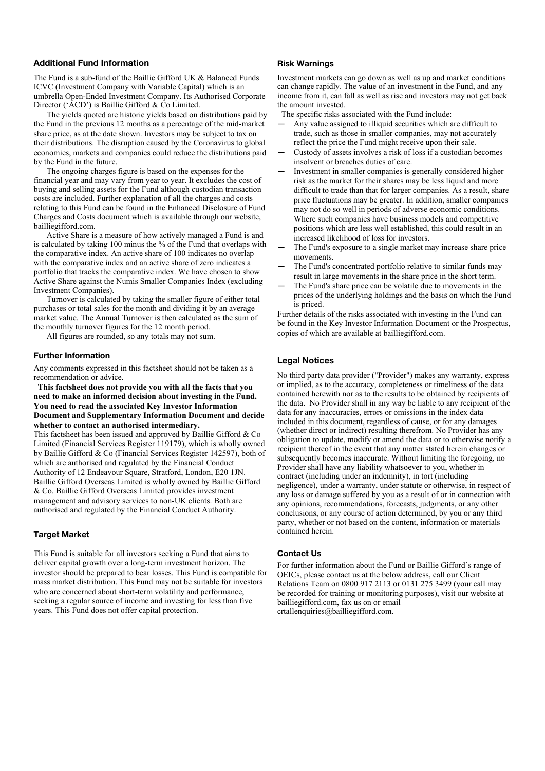## Additional Fund Information

The Fund is a sub-fund of the Baillie Gifford UK & Balanced Funds ICVC (Investment Company with Variable Capital) which is an umbrella Open-Ended Investment Company. Its Authorised Corporate Director ('ACD') is Baillie Gifford & Co Limited.

The yields quoted are historic yields based on distributions paid by the Fund in the previous 12 months as a percentage of the mid-market share price, as at the date shown. Investors may be subject to tax on their distributions. The disruption caused by the Coronavirus to global economies, markets and companies could reduce the distributions paid by the Fund in the future.

The ongoing charges figure is based on the expenses for the financial year and may vary from year to year. It excludes the cost of buying and selling assets for the Fund although custodian transaction costs are included. Further explanation of all the charges and costs relating to this Fund can be found in the Enhanced Disclosure of Fund Charges and Costs document which is available through our website, bailliegifford.com.

Active Share is a measure of how actively managed a Fund is and is calculated by taking 100 minus the % of the Fund that overlaps with the comparative index. An active share of 100 indicates no overlap with the comparative index and an active share of zero indicates a portfolio that tracks the comparative index. We have chosen to show Active Share against the Numis Smaller Companies Index (excluding Investment Companies).

Turnover is calculated by taking the smaller figure of either total purchases or total sales for the month and dividing it by an average market value. The Annual Turnover is then calculated as the sum of the monthly turnover figures for the 12 month period.

All figures are rounded, so any totals may not sum.

## Further Information

Any comments expressed in this factsheet should not be taken as a recommendation or advice.

**This factsheet does not provide you with all the facts that you need to make an informed decision about investing in the Fund. You need to read the associated Key Investor Information Document and Supplementary Information Document and decide whether to contact an authorised intermediary.**

This factsheet has been issued and approved by Baillie Gifford & Co Limited (Financial Services Register 119179), which is wholly owned by Baillie Gifford & Co (Financial Services Register 142597), both of which are authorised and regulated by the Financial Conduct Authority of 12 Endeavour Square, Stratford, London, E20 1JN. Baillie Gifford Overseas Limited is wholly owned by Baillie Gifford & Co. Baillie Gifford Overseas Limited provides investment management and advisory services to non-UK clients. Both are authorised and regulated by the Financial Conduct Authority.

## Target Market

This Fund is suitable for all investors seeking a Fund that aims to deliver capital growth over a long-term investment horizon. The investor should be prepared to bear losses. This Fund is compatible for mass market distribution. This Fund may not be suitable for investors who are concerned about short-term volatility and performance, seeking a regular source of income and investing for less than five years. This Fund does not offer capital protection.

## Risk Warnings

Investment markets can go down as well as up and market conditions can change rapidly. The value of an investment in the Fund, and any income from it, can fall as well as rise and investors may not get back the amount invested.

The specific risks associated with the Fund include:

- Any value assigned to illiquid securities which are difficult to trade, such as those in smaller companies, may not accurately reflect the price the Fund might receive upon their sale.
- Custody of assets involves a risk of loss if a custodian becomes insolvent or breaches duties of care.
- Investment in smaller companies is generally considered higher risk as the market for their shares may be less liquid and more difficult to trade than that for larger companies. As a result, share price fluctuations may be greater. In addition, smaller companies may not do so well in periods of adverse economic conditions. Where such companies have business models and competitive positions which are less well established, this could result in an increased likelihood of loss for investors.
- The Fund's exposure to a single market may increase share price movements.
- The Fund's concentrated portfolio relative to similar funds may result in large movements in the share price in the short term.
- The Fund's share price can be volatile due to movements in the prices of the underlying holdings and the basis on which the Fund is priced.

Further details of the risks associated with investing in the Fund can be found in the Key Investor Information Document or the Prospectus, copies of which are available at bailliegifford.com.

## Legal Notices

No third party data provider ("Provider") makes any warranty, express or implied, as to the accuracy, completeness or timeliness of the data contained herewith nor as to the results to be obtained by recipients of the data. No Provider shall in any way be liable to any recipient of the data for any inaccuracies, errors or omissions in the index data included in this document, regardless of cause, or for any damages (whether direct or indirect) resulting therefrom. No Provider has any obligation to update, modify or amend the data or to otherwise notify a recipient thereof in the event that any matter stated herein changes or subsequently becomes inaccurate. Without limiting the foregoing, no Provider shall have any liability whatsoever to you, whether in contract (including under an indemnity), in tort (including negligence), under a warranty, under statute or otherwise, in respect of any loss or damage suffered by you as a result of or in connection with any opinions, recommendations, forecasts, judgments, or any other conclusions, or any course of action determined, by you or any third party, whether or not based on the content, information or materials contained herein.

## Contact Us

For further information about the Fund or Baillie Gifford's range of OEICs, please contact us at the below address, call our Client Relations Team on 0800 917 2113 or 0131 275 3499 (your call may be recorded for training or monitoring purposes), visit our website at bailliegifford.com, fax us on or email crtallenquiries@bailliegifford.com.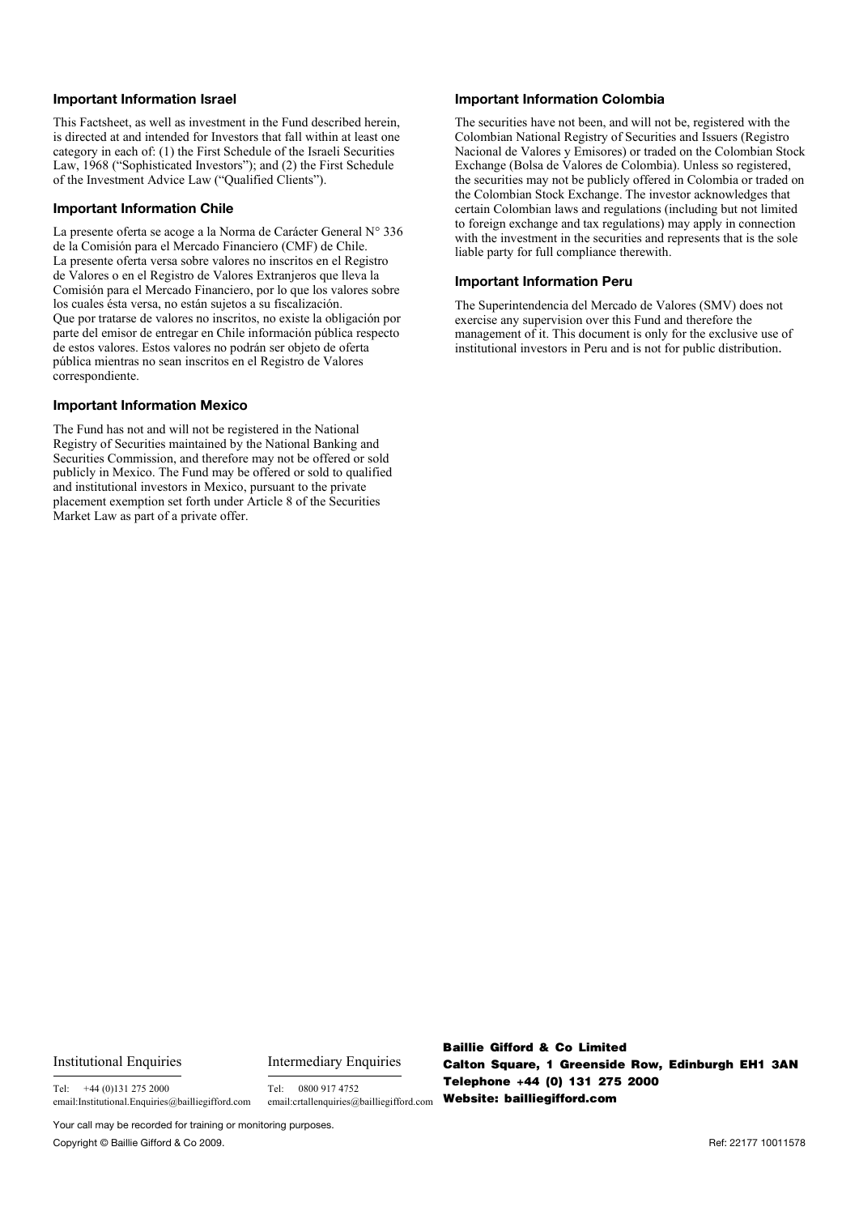### Important Information Israel

This Factsheet, as well as investment in the Fund described herein, is directed at and intended for Investors that fall within at least one category in each of: (1) the First Schedule of the Israeli Securities Law, 1968 ("Sophisticated Investors"); and (2) the First Schedule of the Investment Advice Law ("Qualified Clients").

### Important Information Chile

La presente oferta se acoge a la Norma de Carácter General N° 336 de la Comisión para el Mercado Financiero (CMF) de Chile.
La presente oferta versa sobre valores no inscritos en el Registro de Valores o en el Registro de Valores Extranjeros que lleva la Comisión para el Mercado Financiero, por lo que los valores sobre los cuales ésta versa, no están sujetos a su fiscalización.
Que por tratarse de valores no inscritos, no existe la obligación por parte del emisor de entregar en Chile información pública respecto de estos valores. Estos valores no podrán ser objeto de oferta pública mientras no sean inscritos en el Registro de Valores correspondiente.

### Important Information Mexico

The Fund has not and will not be registered in the National Registry of Securities maintained by the National Banking and Securities Commission, and therefore may not be offered or sold publicly in Mexico. The Fund may be offered or sold to qualified and institutional investors in Mexico, pursuant to the private placement exemption set forth under Article 8 of the Securities Market Law as part of a private offer.

### Important Information Colombia

The securities have not been, and will not be, registered with the Colombian National Registry of Securities and Issuers (Registro Nacional de Valores y Emisores) or traded on the Colombian Stock Exchange (Bolsa de Valores de Colombia). Unless so registered, the securities may not be publicly offered in Colombia or traded on the Colombian Stock Exchange. The investor acknowledges that certain Colombian laws and regulations (including but not limited to foreign exchange and tax regulations) may apply in connection with the investment in the securities and represents that is the sole liable party for full compliance therewith.

### Important Information Peru

The Superintendencia del Mercado de Valores (SMV) does not exercise any supervision over this Fund and therefore the management of it. This document is only for the exclusive use of institutional investors in Peru and is not for public distribution.

Institutional Enquiries

Tel: +44 (0)131 275 2000
email:Institutional.Enquiries@bailliegifford.com

Intermediary Enquiries

Tel: 0800 917 4752
email:crtallenquiries@bailliegifford.com

**Baillie Gifford & Co Limited**
**Calton Square, 1 Greenside Row, Edinburgh EH1 3AN**
**Telephone +44 (0) 131 275 2000**
**Website: bailliegifford.com**

Your call may be recorded for training or monitoring purposes.

Copyright © Baillie Gifford & Co 2009.

Ref: 22177 10011578